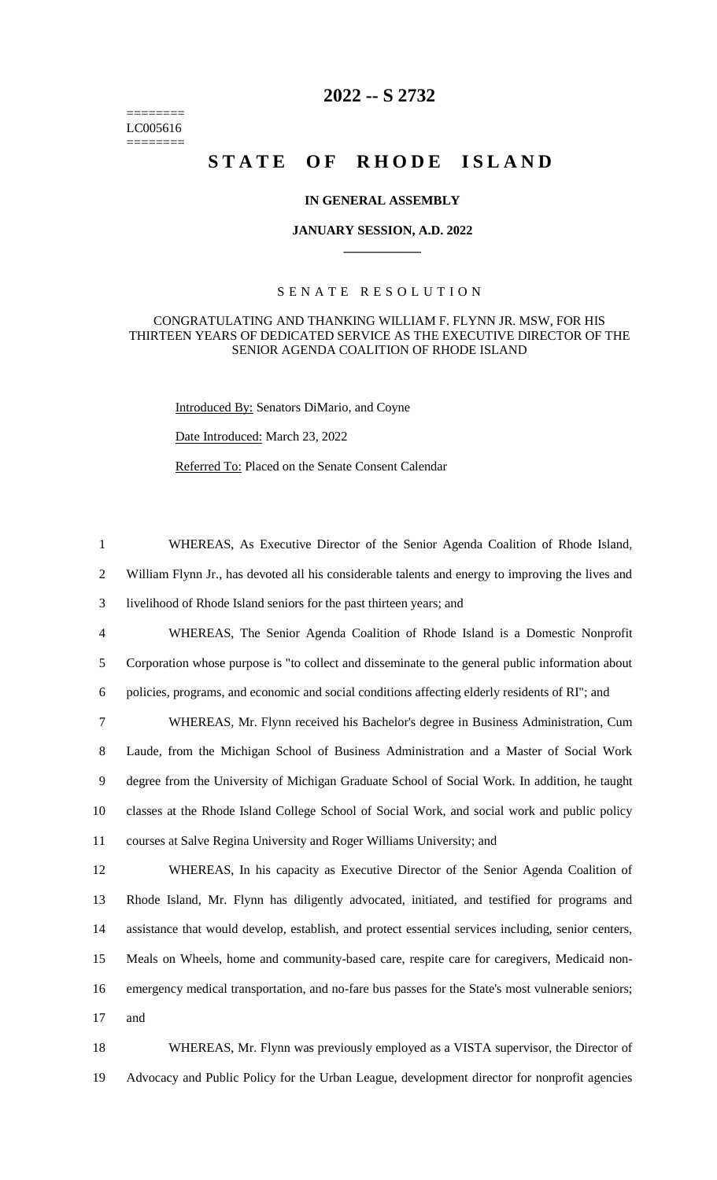========
LC005616
========

# 2022 -- S 2732

# STATE OF RHODE ISLAND

## IN GENERAL ASSEMBLY

### JANUARY SESSION, A.D. 2022

---

SENATE RESOLUTION

CONGRATULATING AND THANKING WILLIAM F. FLYNN JR. MSW, FOR HIS THIRTEEN YEARS OF DEDICATED SERVICE AS THE EXECUTIVE DIRECTOR OF THE SENIOR AGENDA COALITION OF RHODE ISLAND

Introduced By: Senators DiMario, and Coyne

Date Introduced: March 23, 2022

Referred To: Placed on the Senate Consent Calendar

1 WHEREAS, As Executive Director of the Senior Agenda Coalition of Rhode Island,
2 William Flynn Jr., has devoted all his considerable talents and energy to improving the lives and
3 livelihood of Rhode Island seniors for the past thirteen years; and

4 WHEREAS, The Senior Agenda Coalition of Rhode Island is a Domestic Nonprofit
5 Corporation whose purpose is "to collect and disseminate to the general public information about
6 policies, programs, and economic and social conditions affecting elderly residents of RI"; and

7 WHEREAS, Mr. Flynn received his Bachelor's degree in Business Administration, Cum
8 Laude, from the Michigan School of Business Administration and a Master of Social Work
9 degree from the University of Michigan Graduate School of Social Work. In addition, he taught
10 classes at the Rhode Island College School of Social Work, and social work and public policy
11 courses at Salve Regina University and Roger Williams University; and

12 WHEREAS, In his capacity as Executive Director of the Senior Agenda Coalition of
13 Rhode Island, Mr. Flynn has diligently advocated, initiated, and testified for programs and
14 assistance that would develop, establish, and protect essential services including, senior centers,
15 Meals on Wheels, home and community-based care, respite care for caregivers, Medicaid non-
16 emergency medical transportation, and no-fare bus passes for the State's most vulnerable seniors;
17 and

18 WHEREAS, Mr. Flynn was previously employed as a VISTA supervisor, the Director of
19 Advocacy and Public Policy for the Urban League, development director for nonprofit agencies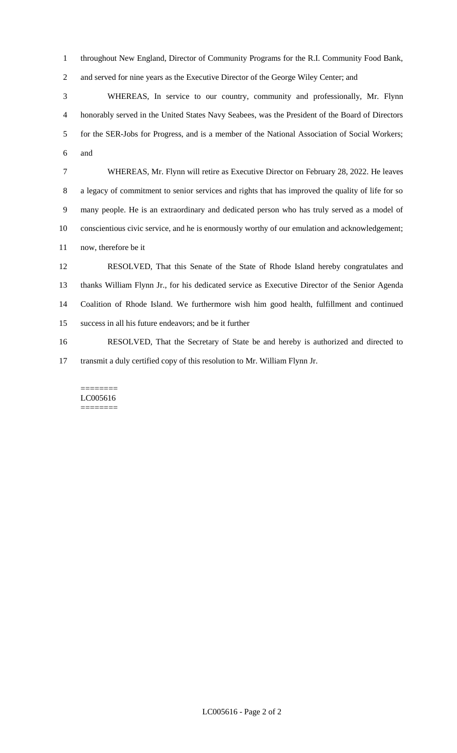throughout New England, Director of Community Programs for the R.I. Community Food Bank, and served for nine years as the Executive Director of the George Wiley Center; and

WHEREAS, In service to our country, community and professionally, Mr. Flynn honorably served in the United States Navy Seabees, was the President of the Board of Directors for the SER-Jobs for Progress, and is a member of the National Association of Social Workers; and

WHEREAS, Mr. Flynn will retire as Executive Director on February 28, 2022. He leaves a legacy of commitment to senior services and rights that has improved the quality of life for so many people. He is an extraordinary and dedicated person who has truly served as a model of conscientious civic service, and he is enormously worthy of our emulation and acknowledgement; now, therefore be it

RESOLVED, That this Senate of the State of Rhode Island hereby congratulates and thanks William Flynn Jr., for his dedicated service as Executive Director of the Senior Agenda Coalition of Rhode Island. We furthermore wish him good health, fulfillment and continued success in all his future endeavors; and be it further

RESOLVED, That the Secretary of State be and hereby is authorized and directed to transmit a duly certified copy of this resolution to Mr. William Flynn Jr.

========
LC005616
========